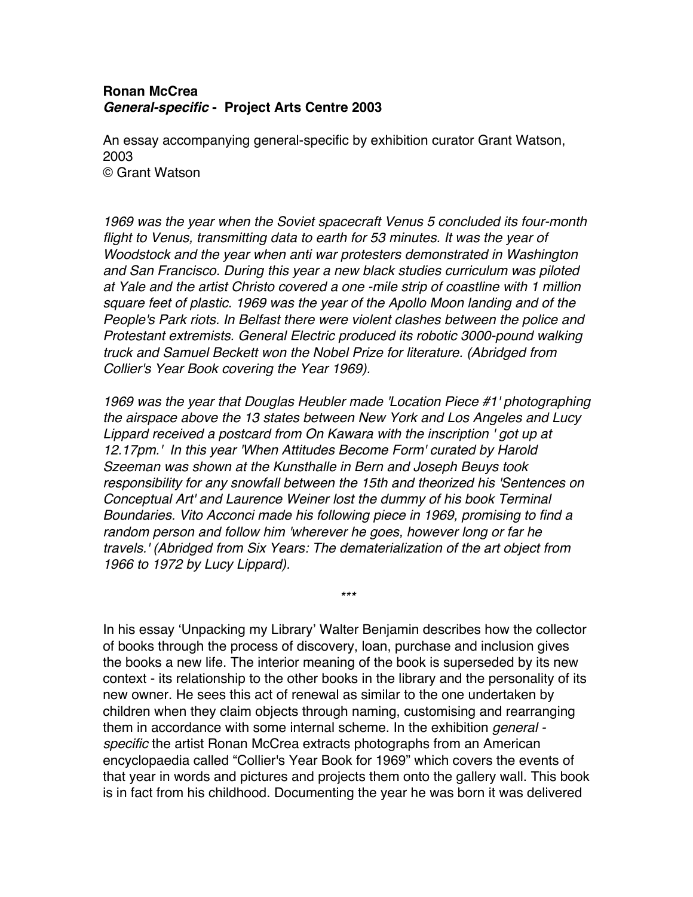**Ronan McCrea**
***General-specific* - Project Arts Centre 2003**

An essay accompanying general-specific by exhibition curator Grant Watson, 2003
© Grant Watson

*1969 was the year when the Soviet spacecraft Venus 5 concluded its four-month flight to Venus, transmitting data to earth for 53 minutes. It was the year of Woodstock and the year when anti war protesters demonstrated in Washington and San Francisco. During this year a new black studies curriculum was piloted at Yale and the artist Christo covered a one -mile strip of coastline with 1 million square feet of plastic. 1969 was the year of the Apollo Moon landing and of the People's Park riots. In Belfast there were violent clashes between the police and Protestant extremists. General Electric produced its robotic 3000-pound walking truck and Samuel Beckett won the Nobel Prize for literature. (Abridged from Collier's Year Book covering the Year 1969).*

*1969 was the year that Douglas Heubler made 'Location Piece #1' photographing the airspace above the 13 states between New York and Los Angeles and Lucy Lippard received a postcard from On Kawara with the inscription ' got up at 12.17pm.' In this year 'When Attitudes Become Form' curated by Harold Szeeman was shown at the Kunsthalle in Bern and Joseph Beuys took responsibility for any snowfall between the 15th and theorized his 'Sentences on Conceptual Art' and Laurence Weiner lost the dummy of his book Terminal Boundaries. Vito Acconci made his following piece in 1969, promising to find a random person and follow him 'wherever he goes, however long or far he travels.' (Abridged from Six Years: The dematerialization of the art object from 1966 to 1972 by Lucy Lippard).*

\*\*\*

In his essay 'Unpacking my Library' Walter Benjamin describes how the collector of books through the process of discovery, loan, purchase and inclusion gives the books a new life. The interior meaning of the book is superseded by its new context - its relationship to the other books in the library and the personality of its new owner. He sees this act of renewal as similar to the one undertaken by children when they claim objects through naming, customising and rearranging them in accordance with some internal scheme. In the exhibition *general - specific* the artist Ronan McCrea extracts photographs from an American encyclopaedia called "Collier's Year Book for 1969" which covers the events of that year in words and pictures and projects them onto the gallery wall. This book is in fact from his childhood. Documenting the year he was born it was delivered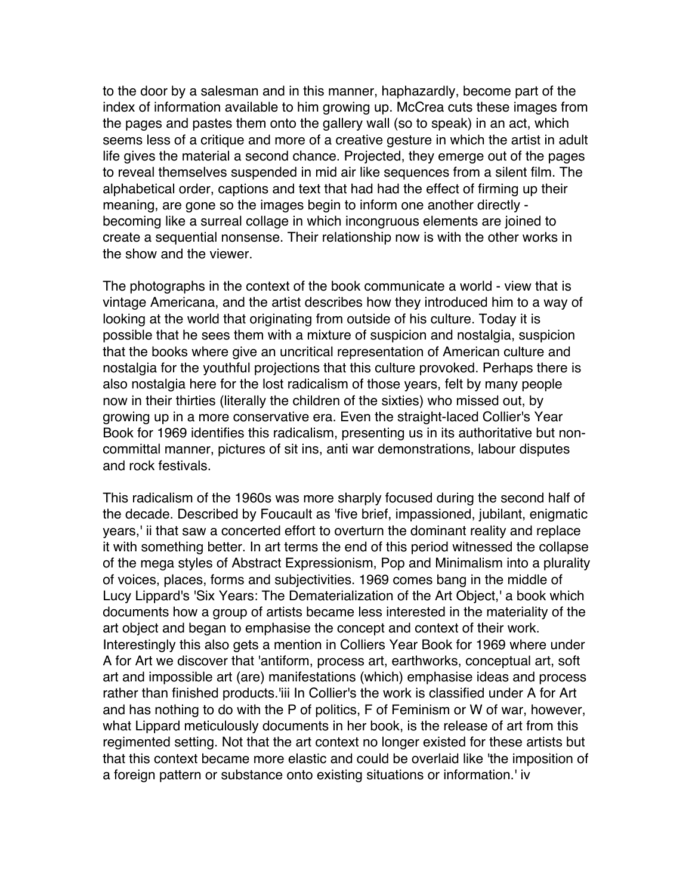to the door by a salesman and in this manner, haphazardly, become part of the index of information available to him growing up. McCrea cuts these images from the pages and pastes them onto the gallery wall (so to speak) in an act, which seems less of a critique and more of a creative gesture in which the artist in adult life gives the material a second chance. Projected, they emerge out of the pages to reveal themselves suspended in mid air like sequences from a silent film. The alphabetical order, captions and text that had had the effect of firming up their meaning, are gone so the images begin to inform one another directly - becoming like a surreal collage in which incongruous elements are joined to create a sequential nonsense. Their relationship now is with the other works in the show and the viewer.

The photographs in the context of the book communicate a world - view that is vintage Americana, and the artist describes how they introduced him to a way of looking at the world that originating from outside of his culture. Today it is possible that he sees them with a mixture of suspicion and nostalgia, suspicion that the books where give an uncritical representation of American culture and nostalgia for the youthful projections that this culture provoked. Perhaps there is also nostalgia here for the lost radicalism of those years, felt by many people now in their thirties (literally the children of the sixties) who missed out, by growing up in a more conservative era. Even the straight-laced Collier's Year Book for 1969 identifies this radicalism, presenting us in its authoritative but non-committal manner, pictures of sit ins, anti war demonstrations, labour disputes and rock festivals.

This radicalism of the 1960s was more sharply focused during the second half of the decade. Described by Foucault as 'five brief, impassioned, jubilant, enigmatic years,' ii that saw a concerted effort to overturn the dominant reality and replace it with something better. In art terms the end of this period witnessed the collapse of the mega styles of Abstract Expressionism, Pop and Minimalism into a plurality of voices, places, forms and subjectivities. 1969 comes bang in the middle of Lucy Lippard's 'Six Years: The Dematerialization of the Art Object,' a book which documents how a group of artists became less interested in the materiality of the art object and began to emphasise the concept and context of their work. Interestingly this also gets a mention in Colliers Year Book for 1969 where under A for Art we discover that 'antiform, process art, earthworks, conceptual art, soft art and impossible art (are) manifestations (which) emphasise ideas and process rather than finished products.'iii In Collier's the work is classified under A for Art and has nothing to do with the P of politics, F of Feminism or W of war, however, what Lippard meticulously documents in her book, is the release of art from this regimented setting. Not that the art context no longer existed for these artists but that this context became more elastic and could be overlaid like 'the imposition of a foreign pattern or substance onto existing situations or information.' iv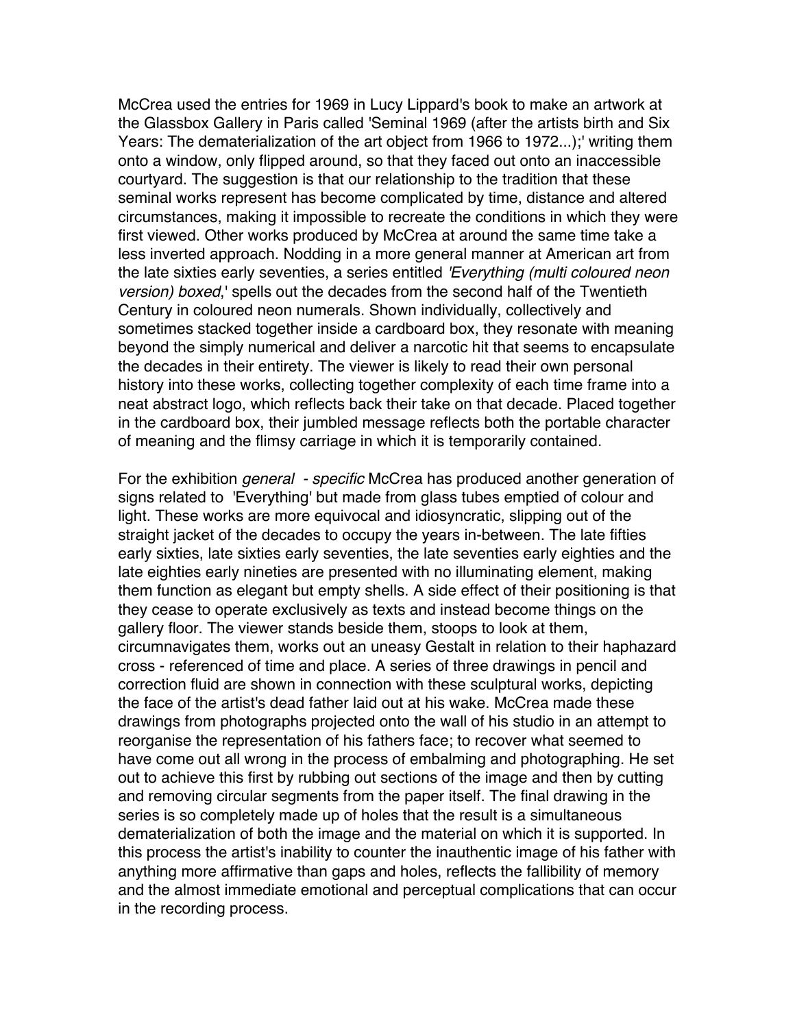McCrea used the entries for 1969 in Lucy Lippard's book to make an artwork at the Glassbox Gallery in Paris called 'Seminal 1969 (after the artists birth and Six Years: The dematerialization of the art object from 1966 to 1972...);' writing them onto a window, only flipped around, so that they faced out onto an inaccessible courtyard. The suggestion is that our relationship to the tradition that these seminal works represent has become complicated by time, distance and altered circumstances, making it impossible to recreate the conditions in which they were first viewed. Other works produced by McCrea at around the same time take a less inverted approach. Nodding in a more general manner at American art from the late sixties early seventies, a series entitled *'Everything (multi coloured neon version) boxed*,' spells out the decades from the second half of the Twentieth Century in coloured neon numerals. Shown individually, collectively and sometimes stacked together inside a cardboard box, they resonate with meaning beyond the simply numerical and deliver a narcotic hit that seems to encapsulate the decades in their entirety. The viewer is likely to read their own personal history into these works, collecting together complexity of each time frame into a neat abstract logo, which reflects back their take on that decade. Placed together in the cardboard box, their jumbled message reflects both the portable character of meaning and the flimsy carriage in which it is temporarily contained.

For the exhibition *general - specific* McCrea has produced another generation of signs related to 'Everything' but made from glass tubes emptied of colour and light. These works are more equivocal and idiosyncratic, slipping out of the straight jacket of the decades to occupy the years in-between. The late fifties early sixties, late sixties early seventies, the late seventies early eighties and the late eighties early nineties are presented with no illuminating element, making them function as elegant but empty shells. A side effect of their positioning is that they cease to operate exclusively as texts and instead become things on the gallery floor. The viewer stands beside them, stoops to look at them, circumnavigates them, works out an uneasy Gestalt in relation to their haphazard cross - referenced of time and place. A series of three drawings in pencil and correction fluid are shown in connection with these sculptural works, depicting the face of the artist's dead father laid out at his wake. McCrea made these drawings from photographs projected onto the wall of his studio in an attempt to reorganise the representation of his fathers face; to recover what seemed to have come out all wrong in the process of embalming and photographing. He set out to achieve this first by rubbing out sections of the image and then by cutting and removing circular segments from the paper itself. The final drawing in the series is so completely made up of holes that the result is a simultaneous dematerialization of both the image and the material on which it is supported. In this process the artist's inability to counter the inauthentic image of his father with anything more affirmative than gaps and holes, reflects the fallibility of memory and the almost immediate emotional and perceptual complications that can occur in the recording process.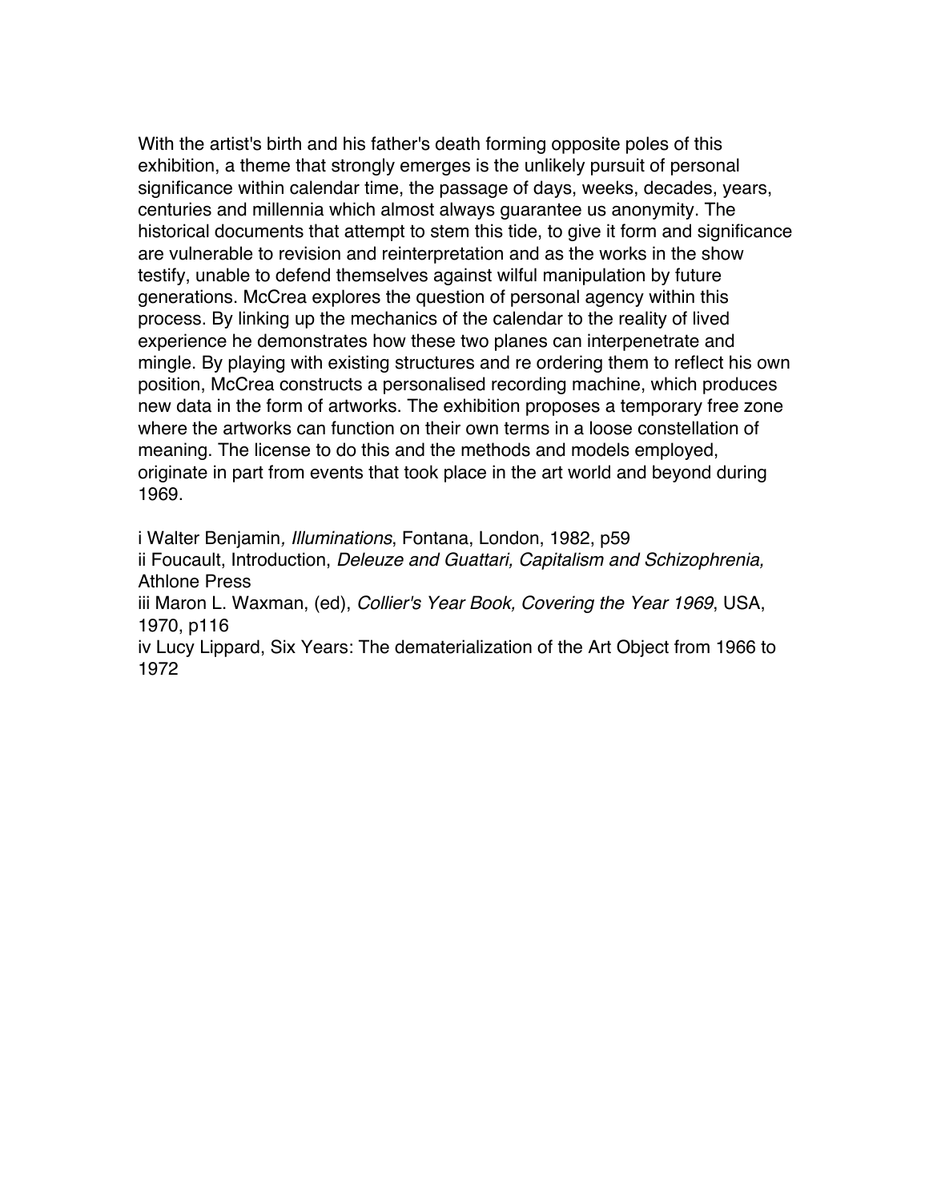With the artist's birth and his father's death forming opposite poles of this exhibition, a theme that strongly emerges is the unlikely pursuit of personal significance within calendar time, the passage of days, weeks, decades, years, centuries and millennia which almost always guarantee us anonymity. The historical documents that attempt to stem this tide, to give it form and significance are vulnerable to revision and reinterpretation and as the works in the show testify, unable to defend themselves against wilful manipulation by future generations. McCrea explores the question of personal agency within this process. By linking up the mechanics of the calendar to the reality of lived experience he demonstrates how these two planes can interpenetrate and mingle. By playing with existing structures and re ordering them to reflect his own position, McCrea constructs a personalised recording machine, which produces new data in the form of artworks. The exhibition proposes a temporary free zone where the artworks can function on their own terms in a loose constellation of meaning. The license to do this and the methods and models employed, originate in part from events that took place in the art world and beyond during 1969.

i Walter Benjamin, *Illuminations*, Fontana, London, 1982, p59
ii Foucault, Introduction, *Deleuze and Guattari, Capitalism and Schizophrenia,* Athlone Press
iii Maron L. Waxman, (ed), *Collier's Year Book, Covering the Year 1969*, USA, 1970, p116
iv Lucy Lippard, Six Years: The dematerialization of the Art Object from 1966 to 1972